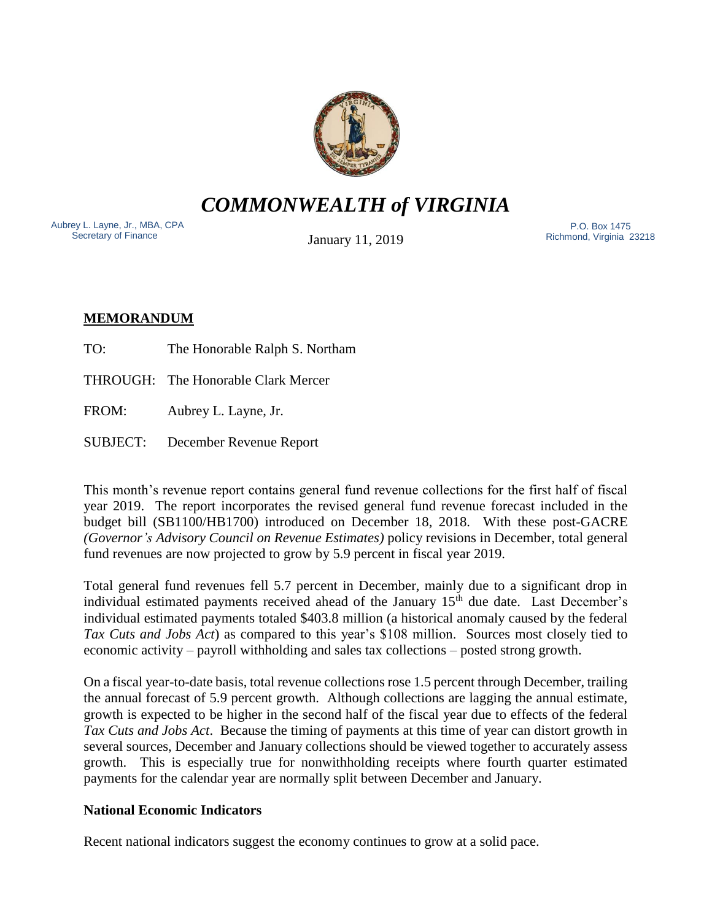# *COMMONWEALTH of VIRGINIA*

Aubrey L. Layne, Jr., MBA, CPA
Secretary of Finance

January 11, 2019

P.O. Box 1475
Richmond, Virginia 23218

**MEMORANDUM**

TO: The Honorable Ralph S. Northam

THROUGH: The Honorable Clark Mercer

FROM: Aubrey L. Layne, Jr.

SUBJECT: December Revenue Report

This month's revenue report contains general fund revenue collections for the first half of fiscal year 2019. The report incorporates the revised general fund revenue forecast included in the budget bill (SB1100/HB1700) introduced on December 18, 2018. With these post-GACRE *(Governor's Advisory Council on Revenue Estimates)* policy revisions in December, total general fund revenues are now projected to grow by 5.9 percent in fiscal year 2019.

Total general fund revenues fell 5.7 percent in December, mainly due to a significant drop in individual estimated payments received ahead of the January 15th due date. Last December's individual estimated payments totaled $403.8 million (a historical anomaly caused by the federal *Tax Cuts and Jobs Act*) as compared to this year's $108 million. Sources most closely tied to economic activity – payroll withholding and sales tax collections – posted strong growth.

On a fiscal year-to-date basis, total revenue collections rose 1.5 percent through December, trailing the annual forecast of 5.9 percent growth. Although collections are lagging the annual estimate, growth is expected to be higher in the second half of the fiscal year due to effects of the federal *Tax Cuts and Jobs Act*. Because the timing of payments at this time of year can distort growth in several sources, December and January collections should be viewed together to accurately assess growth. This is especially true for nonwithholding receipts where fourth quarter estimated payments for the calendar year are normally split between December and January.

**National Economic Indicators**

Recent national indicators suggest the economy continues to grow at a solid pace.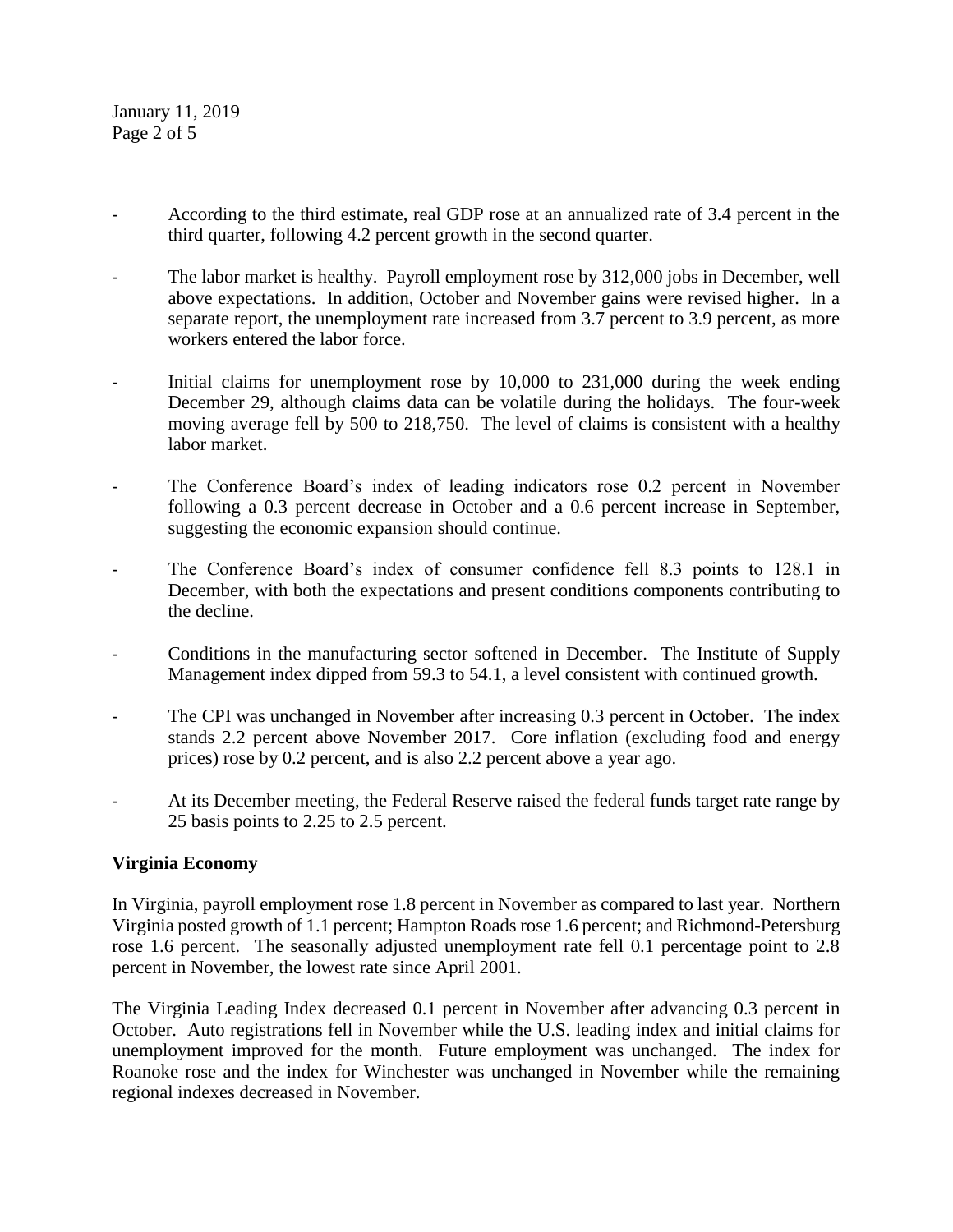- According to the third estimate, real GDP rose at an annualized rate of 3.4 percent in the third quarter, following 4.2 percent growth in the second quarter.

- The labor market is healthy. Payroll employment rose by 312,000 jobs in December, well above expectations. In addition, October and November gains were revised higher. In a separate report, the unemployment rate increased from 3.7 percent to 3.9 percent, as more workers entered the labor force.

- Initial claims for unemployment rose by 10,000 to 231,000 during the week ending December 29, although claims data can be volatile during the holidays. The four-week moving average fell by 500 to 218,750. The level of claims is consistent with a healthy labor market.

- The Conference Board's index of leading indicators rose 0.2 percent in November following a 0.3 percent decrease in October and a 0.6 percent increase in September, suggesting the economic expansion should continue.

- The Conference Board's index of consumer confidence fell 8.3 points to 128.1 in December, with both the expectations and present conditions components contributing to the decline.

- Conditions in the manufacturing sector softened in December. The Institute of Supply Management index dipped from 59.3 to 54.1, a level consistent with continued growth.

- The CPI was unchanged in November after increasing 0.3 percent in October. The index stands 2.2 percent above November 2017. Core inflation (excluding food and energy prices) rose by 0.2 percent, and is also 2.2 percent above a year ago.

- At its December meeting, the Federal Reserve raised the federal funds target rate range by 25 basis points to 2.25 to 2.5 percent.

**Virginia Economy**

In Virginia, payroll employment rose 1.8 percent in November as compared to last year. Northern Virginia posted growth of 1.1 percent; Hampton Roads rose 1.6 percent; and Richmond-Petersburg rose 1.6 percent. The seasonally adjusted unemployment rate fell 0.1 percentage point to 2.8 percent in November, the lowest rate since April 2001.

The Virginia Leading Index decreased 0.1 percent in November after advancing 0.3 percent in October. Auto registrations fell in November while the U.S. leading index and initial claims for unemployment improved for the month. Future employment was unchanged. The index for Roanoke rose and the index for Winchester was unchanged in November while the remaining regional indexes decreased in November.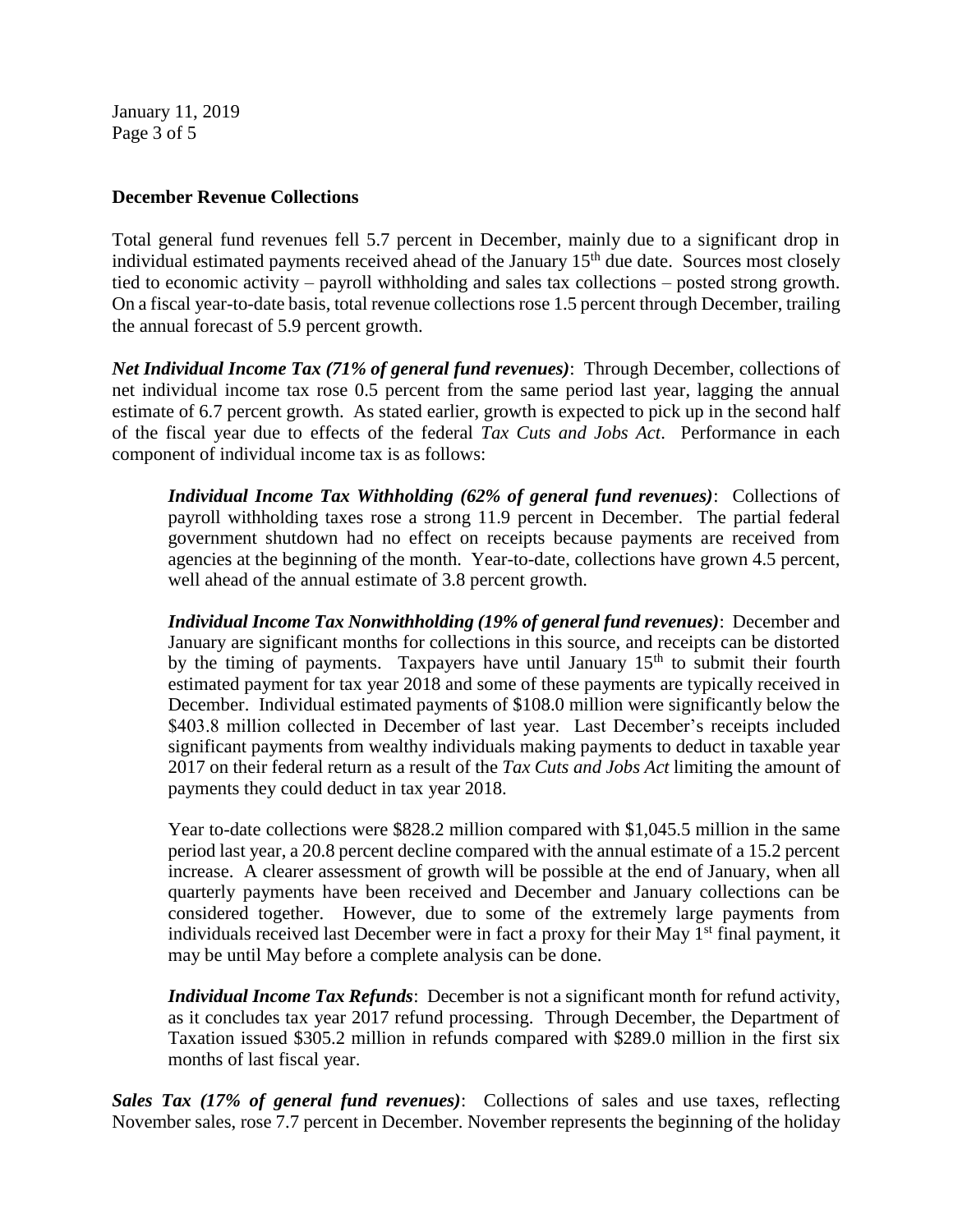**December Revenue Collections**

Total general fund revenues fell 5.7 percent in December, mainly due to a significant drop in individual estimated payments received ahead of the January 15th due date. Sources most closely tied to economic activity – payroll withholding and sales tax collections – posted strong growth. On a fiscal year-to-date basis, total revenue collections rose 1.5 percent through December, trailing the annual forecast of 5.9 percent growth.

***Net Individual Income Tax (71% of general fund revenues)***: Through December, collections of net individual income tax rose 0.5 percent from the same period last year, lagging the annual estimate of 6.7 percent growth. As stated earlier, growth is expected to pick up in the second half of the fiscal year due to effects of the federal *Tax Cuts and Jobs Act*. Performance in each component of individual income tax is as follows:

> ***Individual Income Tax Withholding (62% of general fund revenues)***: Collections of payroll withholding taxes rose a strong 11.9 percent in December. The partial federal government shutdown had no effect on receipts because payments are received from agencies at the beginning of the month. Year-to-date, collections have grown 4.5 percent, well ahead of the annual estimate of 3.8 percent growth.
>
> ***Individual Income Tax Nonwithholding (19% of general fund revenues)***: December and January are significant months for collections in this source, and receipts can be distorted by the timing of payments. Taxpayers have until January 15th to submit their fourth estimated payment for tax year 2018 and some of these payments are typically received in December. Individual estimated payments of $108.0 million were significantly below the $403.8 million collected in December of last year. Last December's receipts included significant payments from wealthy individuals making payments to deduct in taxable year 2017 on their federal return as a result of the *Tax Cuts and Jobs Act* limiting the amount of payments they could deduct in tax year 2018.
>
> Year to-date collections were $828.2 million compared with $1,045.5 million in the same period last year, a 20.8 percent decline compared with the annual estimate of a 15.2 percent increase. A clearer assessment of growth will be possible at the end of January, when all quarterly payments have been received and December and January collections can be considered together. However, due to some of the extremely large payments from individuals received last December were in fact a proxy for their May 1st final payment, it may be until May before a complete analysis can be done.
>
> ***Individual Income Tax Refunds***: December is not a significant month for refund activity, as it concludes tax year 2017 refund processing. Through December, the Department of Taxation issued $305.2 million in refunds compared with $289.0 million in the first six months of last fiscal year.

***Sales Tax (17% of general fund revenues)***: Collections of sales and use taxes, reflecting November sales, rose 7.7 percent in December. November represents the beginning of the holiday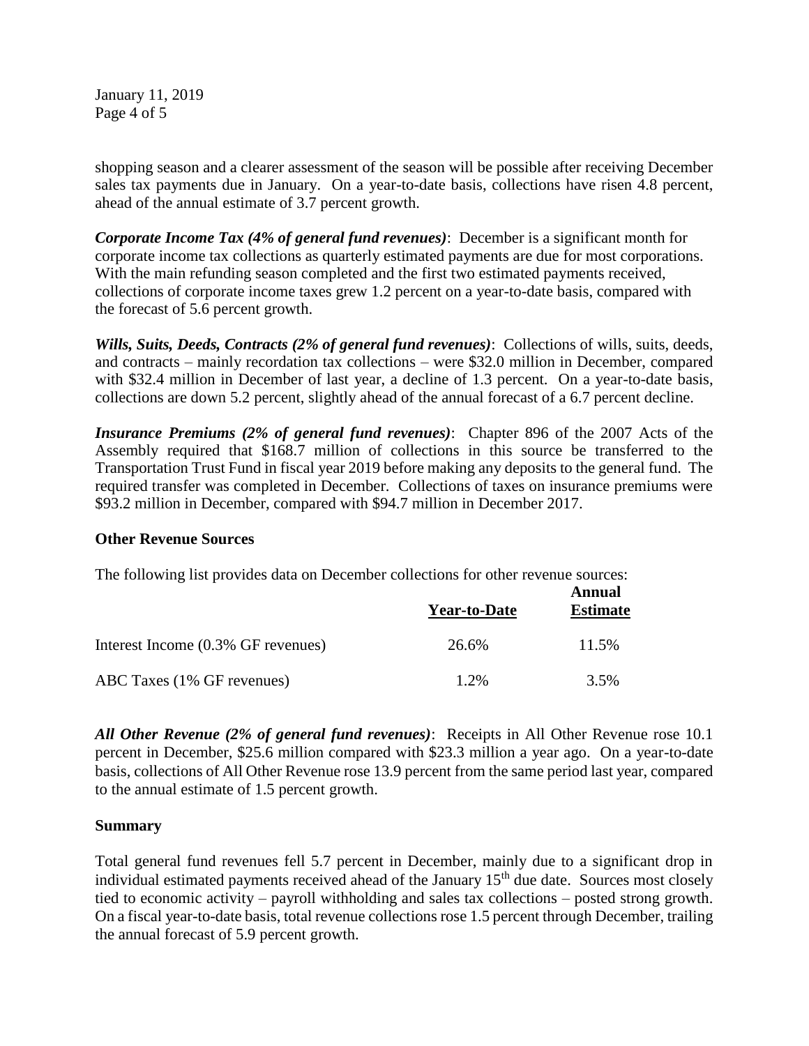shopping season and a clearer assessment of the season will be possible after receiving December sales tax payments due in January. On a year-to-date basis, collections have risen 4.8 percent, ahead of the annual estimate of 3.7 percent growth.

***Corporate Income Tax (4% of general fund revenues)***: December is a significant month for corporate income tax collections as quarterly estimated payments are due for most corporations. With the main refunding season completed and the first two estimated payments received, collections of corporate income taxes grew 1.2 percent on a year-to-date basis, compared with the forecast of 5.6 percent growth.

***Wills, Suits, Deeds, Contracts (2% of general fund revenues)***: Collections of wills, suits, deeds, and contracts – mainly recordation tax collections – were $32.0 million in December, compared with $32.4 million in December of last year, a decline of 1.3 percent. On a year-to-date basis, collections are down 5.2 percent, slightly ahead of the annual forecast of a 6.7 percent decline.

***Insurance Premiums (2% of general fund revenues)***: Chapter 896 of the 2007 Acts of the Assembly required that $168.7 million of collections in this source be transferred to the Transportation Trust Fund in fiscal year 2019 before making any deposits to the general fund. The required transfer was completed in December. Collections of taxes on insurance premiums were $93.2 million in December, compared with $94.7 million in December 2017.

**Other Revenue Sources**

The following list provides data on December collections for other revenue sources:

| | Year-to-Date | Annual Estimate |
|---|---|---|
| Interest Income (0.3% GF revenues) | 26.6% | 11.5% |
| ABC Taxes (1% GF revenues) | 1.2% | 3.5% |

***All Other Revenue (2% of general fund revenues)***: Receipts in All Other Revenue rose 10.1 percent in December, $25.6 million compared with $23.3 million a year ago. On a year-to-date basis, collections of All Other Revenue rose 13.9 percent from the same period last year, compared to the annual estimate of 1.5 percent growth.

**Summary**

Total general fund revenues fell 5.7 percent in December, mainly due to a significant drop in individual estimated payments received ahead of the January 15th due date. Sources most closely tied to economic activity – payroll withholding and sales tax collections – posted strong growth. On a fiscal year-to-date basis, total revenue collections rose 1.5 percent through December, trailing the annual forecast of 5.9 percent growth.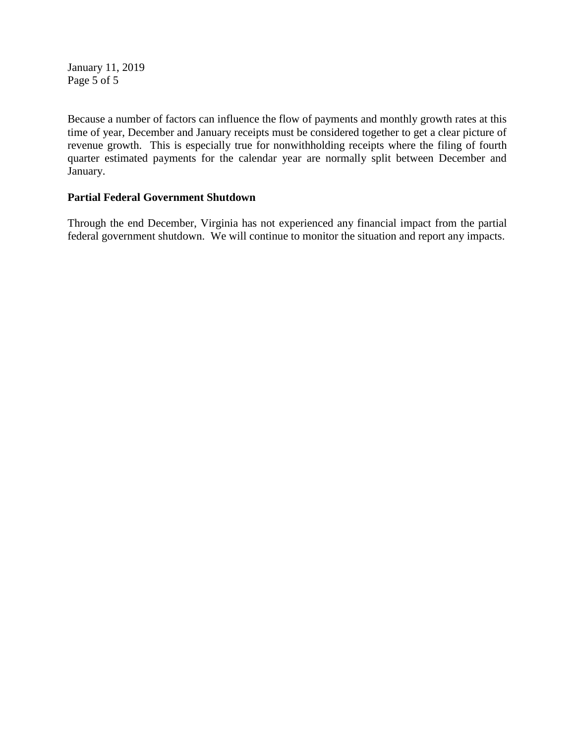Because a number of factors can influence the flow of payments and monthly growth rates at this time of year, December and January receipts must be considered together to get a clear picture of revenue growth. This is especially true for nonwithholding receipts where the filing of fourth quarter estimated payments for the calendar year are normally split between December and January.

**Partial Federal Government Shutdown**

Through the end December, Virginia has not experienced any financial impact from the partial federal government shutdown. We will continue to monitor the situation and report any impacts.